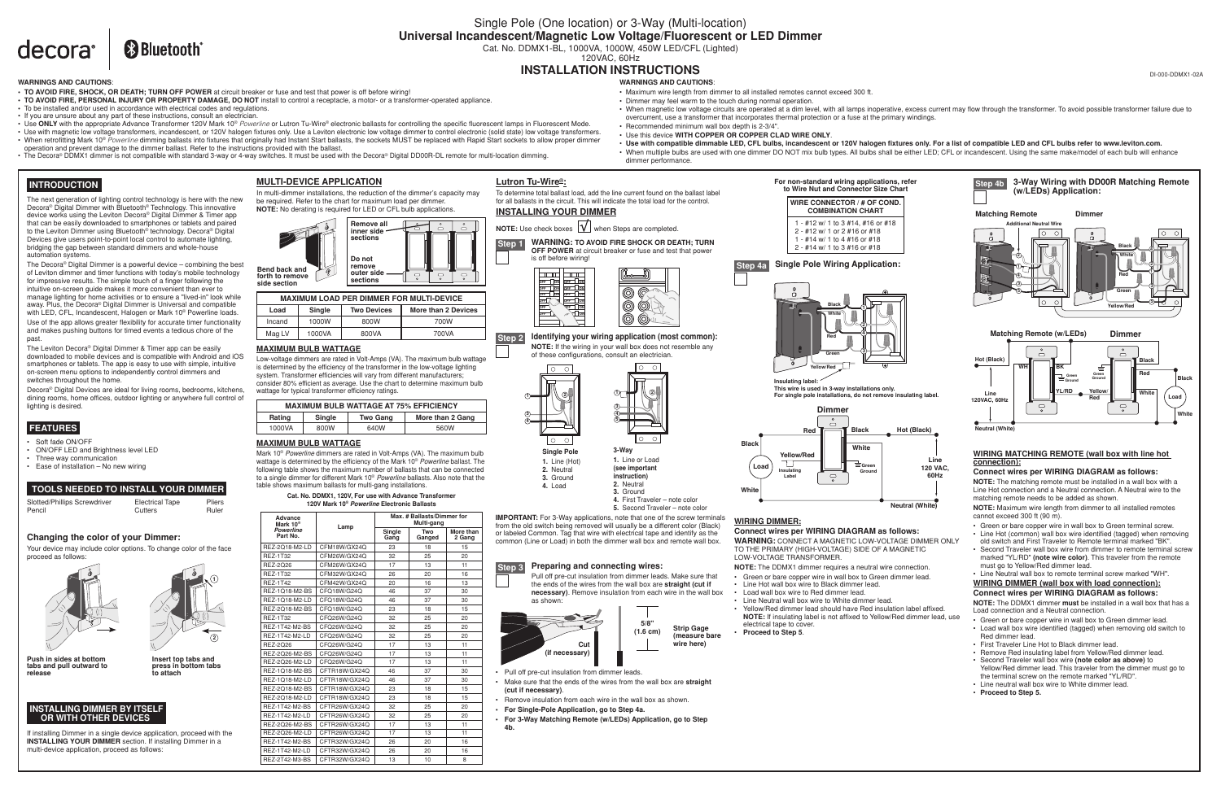# Single Pole (One location) or 3-Way (Multi-location)
## Universal Incandescent/Magnetic Low Voltage/Fluorescent or LED Dimmer

Cat. No. DDMX1-BL, 1000VA, 1000W, 450W LED/CFL (Lighted)
120VAC, 60Hz

# INSTALLATION INSTRUCTIONS

decora® Bluetooth®

DI-000-DDMX1-02A

**WARNINGS AND CAUTIONS:**

- **TO AVOID FIRE, SHOCK, OR DEATH; TURN OFF POWER** at circuit breaker or fuse and test that power is off before wiring!
- **TO AVOID FIRE, PERSONAL INJURY OR PROPERTY DAMAGE, DO NOT** install to control a receptacle, a motor- or a transformer-operated appliance.
- To be installed and/or used in accordance with electrical codes and regulations.
- If you are unsure about any part of these instructions, consult an electrician.
- Use **ONLY** with the appropriate Advance Transformer 120V Mark 10® *Powerline* or Lutron Tu-Wire® electronic ballasts for controlling the specific fluorescent lamps in Fluorescent Mode.
- Use with magnetic low voltage transformers, incandescent, or 120V halogen fixtures only. Use a Leviton electronic low voltage dimmer to control electronic (solid state) low voltage transformers.
- When retrofitting Mark 10® *Powerline* dimming ballasts into fixtures that originally had Instant Start ballasts, the sockets MUST be replaced with Rapid Start sockets to allow proper dimmer operation and prevent damage to the dimmer ballast. Refer to the instructions provided with the ballast.
- The Decora® DDMX1 dimmer is not compatible with standard 3-way or 4-way switches. It must be used with the Decora® Digital DD00R-DL remote for multi-location dimming.

**WARNINGS AND CAUTIONS:**

- Maximum wire length from dimmer to all installed remotes cannot exceed 300 ft.
- Dimmer may feel warm to the touch during normal operation.
- When magnetic low voltage circuits are operated at a dim level, with all lamps inoperative, excess current may flow through the transformer. To avoid possible transformer failure due to overcurrent, use a transformer that incorporates thermal protection or a fuse at the primary windings.
- Recommended minimum wall box depth is 2-3/4".
- Use this device **WITH COPPER OR COPPER CLAD WIRE ONLY**.
- **Use with compatible dimmable LED, CFL bulbs, incandescent or 120V halogen fixtures only. For a list of compatible LED and CFL bulbs refer to www.leviton.com.**
- When multiple bulbs are used with one dimmer DO NOT mix bulb types. All bulbs shall be either LED; CFL or incandescent. Using the same make/model of each bulb will enhance dimmer performance.

## INTRODUCTION

The next generation of lighting control technology is here with the new Decora® Digital Dimmer with Bluetooth® Technology. This innovative device works using the Leviton Decora® Digital Dimmer & Timer app that can be easily downloaded to smartphones or tablets and paired to the Leviton Dimmer using Bluetooth® technology. Decora® Digital Devices give users point-to-point local control to automate lighting, bridging the gap between standard dimmers and whole-house automation systems.

The Decora® Digital Dimmer is a powerful device – combining the best of Leviton dimmer and timer functions with today's mobile technology for impressive results. The simple touch of a finger following the intuitive on-screen guide makes it more convenient than ever to manage lighting for home activities or to ensure a "lived-in" look while away. Plus, the Decora® Digital Dimmer is Universal and compatible with LED, CFL, Incandescent, Halogen or Mark 10® Powerline loads. Use of the app allows greater flexibility for accurate timer functionality and makes pushing buttons for timed events a tedious chore of the past.

The Leviton Decora® Digital Dimmer & Timer app can be easily downloaded to mobile devices and is compatible with Android and iOS smartphones or tablets. The app is easy to use with simple, intuitive on-screen menu options to independently control dimmers and switches throughout the home.

Decora® Digital Devices are ideal for living rooms, bedrooms, kitchens, dining rooms, home offices, outdoor lighting or anywhere full control of lighting is desired.

## FEATURES

- Soft fade ON/OFF
- ON/OFF LED and Brightness level LED
- Three way communication
- Ease of installation – No new wiring

## TOOLS NEEDED TO INSTALL YOUR DIMMER

Slotted/Phillips Screwdriver, Electrical Tape, Pliers, Pencil, Cutters, Ruler

### Changing the color of your Dimmer:

Your device may include color options. To change color of the face proceed as follows:

**Push in sides at bottom tabs and pull outward to release**

**Insert top tabs and press in bottom tabs to attach**

## INSTALLING DIMMER BY ITSELF OR WITH OTHER DEVICES

If installing Dimmer in a single device application, proceed with the **INSTALLING YOUR DIMMER** section. If installing Dimmer in a multi-device application, proceed as follows:

## MULTI-DEVICE APPLICATION

In multi-dimmer installations, the reduction of the dimmer's capacity may be required. Refer to the chart for maximum load per dimmer.
**NOTE:** No derating is required for LED or CFL bulb applications.

**Bend back and forth to remove side section** — **Remove all inner side sections** — **Do not remove outer side sections**

| MAXIMUM LOAD PER DIMMER FOR MULTI-DEVICE | | | |
|---|---|---|---|
| Load | Single | Two Devices | More than 2 Devices |
| Incand | 1000W | 800W | 700W |
| Mag LV | 1000VA | 800VA | 700VA |

### MAXIMUM BULB WATTAGE

Low-voltage dimmers are rated in Volt-Amps (VA). The maximum bulb wattage is determined by the efficiency of the transformer in the low-voltage lighting system. Transformer efficiencies will vary from different manufacturers; consider 80% efficient as average. Use the chart to determine maximum bulb wattage for typical transformer efficiency ratings.

| MAXIMUM BULB WATTAGE AT 75% EFFICIENCY | | | |
|---|---|---|---|
| Rating | Single | Two Gang | More than 2 Gang |
| 1000VA | 800W | 640W | 560W |

### MAXIMUM BULB WATTAGE

Mark 10® *Powerline* dimmers are rated in Volt-Amps (VA). The maximum bulb wattage is determined by the efficiency of the Mark 10® *Powerline* ballast. The following table shows the maximum number of ballasts that can be connected to a single dimmer for different Mark 10® *Powerline* ballasts. Also note that the table shows maximum ballasts for multi-gang installations.

**Cat. No. DDMX1, 120V, For use with Advance Transformer 120V Mark 10® *Powerline* Electronic Ballasts**

| Advance Mark 10® *Powerline* Part No. | Lamp | Max. # Ballasts/Dimmer for Multi-gang | | |
|---|---|---|---|---|
| | | Single Gang | Two Ganged | More than 2 Gang |
| REZ-2Q18-M2-LD | CFM18W/GX24Q | 23 | 18 | 15 |
| REZ-1T32 | CFM26W/GX24Q | 32 | 25 | 20 |
| REZ-2Q26 | CFM26W/GX24Q | 17 | 13 | 11 |
| REZ-1T32 | CFM32W/GX24Q | 26 | 20 | 16 |
| REZ-1T42 | CFM42W/GX24Q | 20 | 16 | 13 |
| REZ-1Q18-M2-BS | CFQ18W/G24Q | 46 | 37 | 30 |
| REZ-1Q18-M2-LD | CFQ18W/G24Q | 46 | 37 | 30 |
| REZ-2Q18-M2-BS | CFQ18W/G24Q | 23 | 18 | 15 |
| REZ-1T32 | CFQ26W/G24Q | 32 | 25 | 20 |
| REZ-1T42-M2-BS | CFQ26W/G24Q | 32 | 25 | 20 |
| REZ-1T42-M2-LD | CFQ26W/G24Q | 32 | 25 | 20 |
| REZ-2Q26 | CFQ26W/G24Q | 17 | 13 | 11 |
| REZ-2Q26-M2-BS | CFQ26W/G24Q | 17 | 13 | 11 |
| REZ-2Q26-M2-LD | CFQ26W/G24Q | 17 | 13 | 11 |
| REZ-1Q18-M2-BS | CFTR18W/GX24Q | 46 | 37 | 30 |
| REZ-1Q18-M2-LD | CFTR18W/GX24Q | 46 | 37 | 30 |
| REZ-2Q18-M2-BS | CFTR18W/GX24Q | 23 | 18 | 15 |
| REZ-2Q18-M2-LD | CFTR18W/GX24Q | 23 | 18 | 15 |
| REZ-1T42-M2-BS | CFTR26W/GX24Q | 32 | 25 | 20 |
| REZ-1T42-M2-LD | CFTR26W/GX24Q | 32 | 25 | 20 |
| REZ-2Q26-M2-BS | CFTR26W/GX24Q | 17 | 13 | 11 |
| REZ-2Q26-M2-LD | CFTR26W/GX24Q | 17 | 13 | 11 |
| REZ-1T42-M2-BS | CFTR32W/GX24Q | 26 | 20 | 16 |
| REZ-1T42-M2-LD | CFTR32W/GX24Q | 26 | 20 | 16 |
| REZ-2T42-M3-BS | CFTR32W/GX24Q | 13 | 10 | 8 |

### Lutron Tu-Wire®:

To determine total ballast load, add the line current found on the ballast label for all ballasts in the circuit. This will indicate the total load for the control.

## INSTALLING YOUR DIMMER

**NOTE:** Use check boxes ☑ when Steps are completed.

**Step 1** **WARNING: TO AVOID FIRE SHOCK OR DEATH; TURN OFF POWER** at circuit breaker or fuse and test that power is off before wiring!

**Step 2** **Identifying your wiring application (most common):**
**NOTE:** If the wiring in your wall box does not resemble any of these configurations, consult an electrician.

**Single Pole**
1. Line (Hot)
2. Neutral
3. Ground
4. Load

**3-Way**
1. Line or Load **(see important instruction)**
2. Neutral
3. Ground
4. First Traveler – note color
5. Second Traveler – note color

**IMPORTANT:** For 3-Way applications, note that one of the screw terminals from the old switch being removed will usually be a different color (Black) or labeled Common. Tag that wire with electrical tape and identify as the common (Line or Load) in both the dimmer wall box and remote wall box.

**Step 3** **Preparing and connecting wires:**

Pull off pre-cut insulation from dimmer leads. Make sure that the ends of the wires from the wall box are **straight (cut if necessary)**. Remove insulation from each wire in the wall box as shown:

**Cut (if necessary)** — **5/8" (1.6 cm)** — **Strip Gage (measure bare wire here)**

- Pull off pre-cut insulation from dimmer leads.
- Make sure that the ends of the wires from the wall box are **straight (cut if necessary)**.
- Remove insulation from each wire in the wall box as shown.
- **For Single-Pole Application, go to Step 4a.**
- **For 3-Way Matching Remote (w/LEDs) Application, go to Step 4b.**

**For non-standard wiring applications, refer to Wire Nut and Connector Size Chart**

| WIRE CONNECTOR / # OF COND. COMBINATION CHART |
|---|
| 1 - #12 w/ 1 to 3 #14, #16 or #18 |
| 2 - #12 w/ 1 or 2 #16 or #18 |
| 1 - #14 w/ 1 to 4 #16 or #18 |
| 2 - #14 w/ 1 to 3 #16 or #18 |

**Step 4a** **Single Pole Wiring Application:**

**Insulating label:**
**This wire is used in 3-way installations only. For single pole installations, do not remove insulating label.**

### WIRING DIMMER:

**Connect wires per WIRING DIAGRAM as follows:**

**WARNING:** CONNECT A MAGNETIC LOW-VOLTAGE DIMMER ONLY TO THE PRIMARY (HIGH-VOLTAGE) SIDE OF A MAGNETIC LOW-VOLTAGE TRANSFORMER.

**NOTE:** The DDMX1 dimmer requires a neutral wire connection.

- Green or bare copper wire in wall box to Green dimmer lead.
- Line Hot wall box wire to Black dimmer lead.
- Load wall box wire to Red dimmer lead.
- Line Neutral wall box wire to White dimmer lead.
- Yellow/Red dimmer lead should have Red insulation label affixed. **NOTE:** If insulating label is not affixed to Yellow/Red dimmer lead, use electrical tape to cover.
- **Proceed to Step 5**.

**Step 4b** **3-Way Wiring with DD00R Matching Remote (w/LEDs) Application:**

### WIRING MATCHING REMOTE (wall box with line hot connection):

**Connect wires per WIRING DIAGRAM as follows:**

**NOTE:** The matching remote must be installed in a wall box with a Line Hot connection and a Neutral connection. A Neutral wire to the matching remote needs to be added as shown.

**NOTE:** Maximum wire length from dimmer to all installed remotes cannot exceed 300 ft (90 m).

- Green or bare copper wire in wall box to Green terminal screw.
- Line Hot (common) wall box wire identified (tagged) when removing old switch and First Traveler to Remote terminal marked "BK".
- Second Traveler wall box wire from dimmer to remote terminal screw marked "YL/RD" (**note wire color**). This traveler from the remote must go to Yellow/Red dimmer lead.
- Line Neutral wall box wire to remote terminal screw marked "WH".

### WIRING DIMMER (wall box with load connection):

**Connect wires per WIRING DIAGRAM as follows:**

**NOTE:** The DDMX1 dimmer **must** be installed in a wall box that has a Load connection and a Neutral connection.

- Green or bare copper wire in wall box to Green dimmer lead.
- Load wall box wire identified (tagged) when removing old switch to Red dimmer lead.
- First Traveler Line Hot to Black dimmer lead.
- Remove Red insulating label from Yellow/Red dimmer lead.
- Second Traveler wall box wire **(note color as above)** to Yellow/Red dimmer lead. This traveler from the dimmer must go to the terminal screw on the remote marked "YL/RD".
- Line neutral wall box wire to White dimmer lead.
- **Proceed to Step 5.**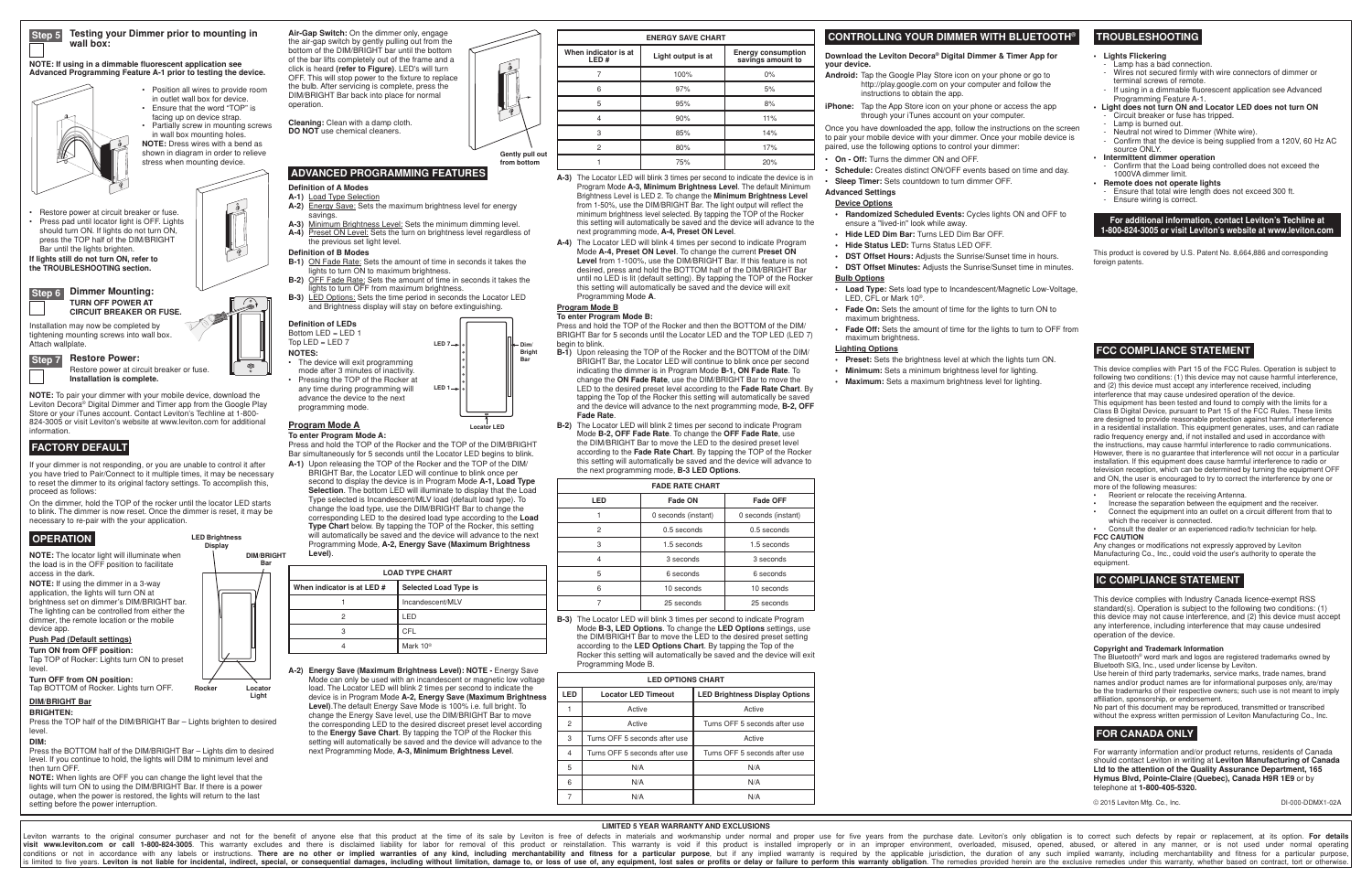## Step 5 Testing your Dimmer prior to mounting in wall box:

**NOTE: If using in a dimmable fluorescent application see Advanced Programming Feature A-1 prior to testing the device.**

- Position all wires to provide room in outlet wall box for device.
- Ensure that the word "TOP" is facing up on device strap.
- Partially screw in mounting screws in wall box mounting holes.

**NOTE:** Dress wires with a bend as shown in diagram in order to relieve stress when mounting device.

- Restore power at circuit breaker or fuse.
- Press pad until locator light is OFF. Lights should turn ON. If lights do not turn ON, press the TOP half of the DIM/BRIGHT Bar until the lights brighten.

**If lights still do not turn ON, refer to the TROUBLESHOOTING section.**

## Step 6 Dimmer Mounting:

**TURN OFF POWER AT CIRCUIT BREAKER OR FUSE.**

Installation may now be completed by tightening mounting screws into wall box. Attach wallplate.

## Step 7 Restore Power:

Restore power at circuit breaker or fuse. **Installation is complete.**

**NOTE:** To pair your dimmer with your mobile device, download the Leviton Decora® Digital Dimmer and Timer app from the Google Play Store or your iTunes account. Contact Leviton's Techline at 1-800-824-3005 or visit Leviton's website at www.leviton.com for additional information.

## FACTORY DEFAULT

If your dimmer is not responding, or you are unable to control it after you have tried to Pair/Connect to it multiple times, it may be necessary to reset the dimmer to its original factory settings. To accomplish this, proceed as follows:

On the dimmer, hold the TOP of the rocker until the locator LED starts to blink. The dimmer is now reset. Once the dimmer is reset, it may be necessary to re-pair with the your application.

## OPERATION

LED Brightness Display

DIM/BRIGHT Bar

Rocker

Locator Light

**NOTE:** The locator light will illuminate when the load is in the OFF position to facilitate access in the dark.

**NOTE:** If using the dimmer in a 3-way application, the lights will turn ON at brightness set on dimmer's DIM/BRIGHT bar. The lighting can be controlled from either the dimmer, the remote location or the mobile device app.

**Push Pad (Default settings)**

**Turn ON from OFF position:**
Tap TOP of Rocker: Lights turn ON to preset level.

**Turn OFF from ON position:**
Tap BOTTOM of Rocker. Lights turn OFF.

**DIM/BRIGHT Bar**

**BRIGHTEN:**
Press the TOP half of the DIM/BRIGHT Bar – Lights brighten to desired level.

**DIM:**
Press the BOTTOM half of the DIM/BRIGHT Bar – Lights dim to desired level. If you continue to hold, the lights will DIM to minimum level and then turn OFF.

**NOTE:** When lights are OFF you can change the light level that the lights will turn ON to using the DIM/BRIGHT Bar. If there is a power outage, when the power is restored, the lights will return to the last setting before the power interruption.

**Air-Gap Switch:** On the dimmer only, engage the air-gap switch by gently pulling out from the bottom of the DIM/BRIGHT bar until the bottom of the bar lifts completely out of the frame and a click is heard **(refer to Figure)**. LED's will turn OFF. This will stop power to the fixture to replace the bulb. After servicing is complete, press the DIM/BRIGHT Bar back into place for normal operation.

Gently pull out from bottom

**Cleaning:** Clean with a damp cloth. **DO NOT** use chemical cleaners.

## ADVANCED PROGRAMMING FEATURES

**Definition of A Modes**

**A-1)** Load Type Selection
**A-2)** Energy Save: Sets the maximum brightness level for energy savings.
**A-3)** Minimum Brightness Level: Sets the minimum dimming level.
**A-4)** Preset ON Level: Sets the turn on brightness level regardless of the previous set light level.

**Definition of B Modes**

**B-1)** ON Fade Rate: Sets the amount of time in seconds it takes the lights to turn ON to maximum brightness.
**B-2)** OFF Fade Rate: Sets the amount of time in seconds it takes the lights to turn OFF from maximum brightness.
**B-3)** LED Options: Sets the time period in seconds the Locator LED and Brightness display will stay on before extinguishing.

**Definition of LEDs**
Bottom LED = LED 1
Top LED = LED 7

LED 7, LED 1, Dim/Bright Bar, Locator LED

**NOTES:**
- The device will exit programming mode after 3 minutes of inactivity.
- Pressing the TOP of the Rocker at any time during programming will advance the device to the next programming mode.

### Program Mode A

**To enter Program Mode A:**

Press and hold the TOP of the Rocker and the TOP of the DIM/BRIGHT Bar simultaneously for 5 seconds until the Locator LED begins to blink.

**A-1)** Upon releasing the TOP of the Rocker and the TOP of the DIM/BRIGHT Bar, the Locator LED will continue to blink once per second to display the device is in Program Mode **A-1, Load Type Selection**. The bottom LED will illuminate to display that the Load Type selected is Incandescent/MLV load (default load type). To change the load type, use the DIM/BRIGHT Bar to change the corresponding LED to the desired load type according to the **Load Type Chart** below. By tapping the TOP of the Rocker, this setting will automatically be saved and the device will advance to the next Programming Mode, **A-2, Energy Save (Maximum Brightness Level)**.

| LOAD TYPE CHART | |
|---|---|
| When indicator is at LED # | Selected Load Type is |
| 1 | Incandescent/MLV |
| 2 | LED |
| 3 | CFL |
| 4 | Mark 10® |

**A-2) Energy Save (Maximum Brightness Level): NOTE -** Energy Save Mode can only be used with an incandescent or magnetic low voltage load. The Locator LED will blink 2 times per second to indicate the device is in Program Mode **A-2, Energy Save (Maximum Brightness Level)**.The default Energy Save Mode is 100% i.e. full bright. To change the Energy Save level, use the DIM/BRIGHT Bar to move the corresponding LED to the desired discreet preset level according to the **Energy Save Chart**. By tapping the TOP of the Rocker this setting will automatically be saved and the device will advance to the next Programming Mode, **A-3, Minimum Brightness Level**.

| ENERGY SAVE CHART | | |
|---|---|---|
| When indicator is at LED # | Light output is at | Energy consumption savings amount to |
| 7 | 100% | 0% |
| 6 | 97% | 5% |
| 5 | 95% | 8% |
| 4 | 90% | 11% |
| 3 | 85% | 14% |
| 2 | 80% | 17% |
| 1 | 75% | 20% |

**A-3)** The Locator LED will blink 3 times per second to indicate the device is in Program Mode **A-3, Minimum Brightness Level**. The default Minimum Brightness Level is LED 2. To change the **Minimum Brightness Level** from 1-50%, use the DIM/BRIGHT Bar. The light output will reflect the minimum brightness level selected. By tapping the TOP of the Rocker this setting will automatically be saved and the device will advance to the next programming mode, **A-4, Preset ON Level**.

**A-4)** The Locator LED will blink 4 times per second to indicate Program Mode **A-4, Preset ON Level**. To change the current **Preset ON Level** from 1-100%, use the DIM/BRIGHT Bar. If this feature is not desired, press and hold the BOTTOM half of the DIM/BRIGHT Bar until no LED is lit (default setting). By tapping the TOP of the Rocker this setting will automatically be saved and the device will exit Programming Mode **A**.

### Program Mode B

**To enter Program Mode B:**

Press and hold the TOP of the Rocker and then the BOTTOM of the DIM/BRIGHT Bar for 5 seconds until the Locator LED and the TOP LED (LED 7) begin to blink.

**B-1)** Upon releasing the TOP of the Rocker and the BOTTOM of the DIM/BRIGHT Bar, the Locator LED will continue to blink once per second indicating the dimmer is in Program Mode **B-1, ON Fade Rate**. To change the **ON Fade Rate**, use the DIM/BRIGHT Bar to move the LED to the desired preset level according to the **Fade Rate Chart**. By tapping the Top of the Rocker this setting will automatically be saved and the device will advance to the next programming mode, **B-2, OFF Fade Rate**.

**B-2)** The Locator LED will blink 2 times per second to indicate Program Mode **B-2, OFF Fade Rate**. To change the **OFF Fade Rate**, use the DIM/BRIGHT Bar to move the LED to the desired preset level according to the **Fade Rate Chart**. By tapping the TOP of the Rocker this setting will automatically be saved and the device will advance to the next programming mode, **B-3 LED Options**.

| FADE RATE CHART | | |
|---|---|---|
| LED | Fade ON | Fade OFF |
| 1 | 0 seconds (instant) | 0 seconds (instant) |
| 2 | 0.5 seconds | 0.5 seconds |
| 3 | 1.5 seconds | 1.5 seconds |
| 4 | 3 seconds | 3 seconds |
| 5 | 6 seconds | 6 seconds |
| 6 | 10 seconds | 10 seconds |
| 7 | 25 seconds | 25 seconds |

**B-3)** The Locator LED will blink 3 times per second to indicate Program Mode **B-3, LED Options**. To change the **LED Options** settings, use the DIM/BRIGHT Bar to move the LED to the desired preset level according to the **LED Options Chart**. By tapping the Top of the Rocker this setting will automatically be saved and the device will exit Programming Mode B.

| LED OPTIONS CHART | | |
|---|---|---|
| LED | Locator LED Timeout | LED Brightness Display Options |
| 1 | Active | Active |
| 2 | Active | Turns OFF 5 seconds after use |
| 3 | Turns OFF 5 seconds after use | Active |
| 4 | Turns OFF 5 seconds after use | Turns OFF 5 seconds after use |
| 5 | N/A | N/A |
| 6 | N/A | N/A |
| 7 | N/A | N/A |

## CONTROLLING YOUR DIMMER WITH BLUETOOTH®

**Download the Leviton Decora® Digital Dimmer & Timer App for your device.**

**Android:** Tap the Google Play Store icon on your phone or go to http://play.google.com on your computer and follow the instructions to obtain the app.

**iPhone:** Tap the App Store icon on your phone or access the app through your iTunes account on your computer.

Once you have downloaded the app, follow the instructions on the screen to pair your mobile device with your dimmer. Once your mobile device is paired, use the following options to control your dimmer:

- **On - Off:** Turns the dimmer ON and OFF.
- **Schedule:** Creates distinct ON/OFF events based on time and day.
- **Sleep Timer:** Sets countdown to turn dimmer OFF.

**Advanced Settings**

**Device Options**
- **Randomized Scheduled Events:** Cycles lights ON and OFF to ensure a "lived-in" look while away.
- **Hide LED Dim Bar:** Turns LED Dim Bar OFF.
- **Hide Status LED:** Turns Status LED OFF.
- **DST Offset Hours:** Adjusts the Sunrise/Sunset time in hours.
- **DST Offset Minutes:** Adjusts the Sunrise/Sunset time in minutes.

**Bulb Options**
- **Load Type:** Sets load type to Incandescent/Magnetic Low-Voltage, LED, CFL or Mark 10®.
- **Fade On:** Sets the amount of time for the lights to turn ON to maximum brightness.
- **Fade Off:** Sets the amount of time for the lights to turn to OFF from maximum brightness.

**Lighting Options**
- **Preset:** Sets the brightness level at which the lights turn ON.
- **Minimum:** Sets a minimum brightness level for lighting.
- **Maximum:** Sets a maximum brightness level for lighting.

## TROUBLESHOOTING

- **Lights Flickering**
  - Lamp has a bad connection.
  - Wires not secured firmly with wire connectors of dimmer or terminal screws of remote.
  - If using in a dimmable fluorescent application see Advanced Programming Feature A-1.
- **Light does not turn ON and Locator LED does not turn ON**
  - Circuit breaker or fuse has tripped.
  - Lamp is burned out.
  - Neutral not wired to Dimmer (White wire).
  - Confirm that the device is being supplied from a 120V, 60 Hz AC source ONLY.
- **Intermittent dimmer operation**
  - Confirm that the Load being controlled does not exceed the 1000VA dimmer limit.
- **Remote does not operate lights**
  - Ensure that total wire length does not exceed 300 ft.
  - Ensure wiring is correct.

**For additional information, contact Leviton's Techline at 1-800-824-3005 or visit Leviton's website at www.leviton.com**

This product is covered by U.S. Patent No. 8,664,886 and corresponding foreign patents.

## FCC COMPLIANCE STATEMENT

This device complies with Part 15 of the FCC Rules. Operation is subject to following two conditions: (1) this device may not cause harmful interference, and (2) this device must accept any interference received, including interference that may cause undesired operation.
This equipment has been tested and found to comply with the limits for a Class B Digital Device, pursuant to Part 15 of the FCC Rules. These limits are designed to provide reasonable protection against harmful interference in a residential installation. This equipment generates, uses, and can radiate radio frequency energy and, if not installed and used in accordance with the instructions, may cause harmful interference to radio communications. However, there is no guarantee that interference will not occur in a particular installation. If this equipment does cause harmful interference to radio or television reception, which can be determined by turning the equipment OFF and ON, the user is encouraged to try to correct the interference by one or more of the following measures:

- Reorient or relocate the receiving Antenna.
- Increase the separation between the equipment and the receiver.
- Connect the equipment into an outlet on a circuit different from that to which the receiver is connected.
- Consult the dealer or an experienced radio/tv technician for help.

**FCC CAUTION**
Any changes or modifications not expressly approved by Leviton Manufacturing Co., Inc., could void the user's authority to operate the equipment.

## IC COMPLIANCE STATEMENT

This device complies with Industry Canada licence-exempt RSS standard(s). Operation is subject to the following two conditions: (1) this device may not cause interference, and (2) this device must accept any interference, including interference that may cause undesired operation of the device.

**Copyright and Trademark Information**
The Bluetooth® word mark and logos are registered trademarks owned by Bluetooth SIG, Inc., used under license by Leviton.
Use herein of third party trademarks, service marks, trade names, brand names and/or product names are for informational purposes only, are/may be the trademarks of their respective owners; such use is not meant to imply affiliation, sponsorship, or endorsement.
No part of this document may be reproduced, transmitted or transcribed without the express written permission of Leviton Manufacturing Co., Inc.

## FOR CANADA ONLY

For warranty information and/or product returns, residents of Canada should contact Leviton in writing at **Leviton Manufacturing of Canada Ltd to the attention of the Quality Assurance Department, 165 Hymus Blvd, Pointe-Claire (Quebec), Canada H9R 1E9** or by telephone at **1-800-405-5320.**

© 2015 Leviton Mfg. Co., Inc.

DI-000-DDMX1-02A

## LIMITED 5 YEAR WARRANTY AND EXCLUSIONS

Leviton warrants to the original consumer purchaser and not for the benefit of anyone else that this product at the time of its sale by Leviton is free of defects in materials and workmanship under normal and proper use for five years from the purchase date. Leviton's only obligation is to correct such defects by repair or replacement, at its option. **For details visit www.leviton.com or call 1-800-824-3005**. This warranty excludes and there is disclaimed liability for labor for removal of this product or reinstallation. This warranty is void if this product is installed improperly or in an improper environment, overloaded, misused, opened, abused, or altered in any manner, or is not used under normal operating conditions or not in accordance with any labels or instructions. **There are no other or implied warranties of any kind, including merchantability and fitness for a particular purpose**, but if any implied warranty is required by the applicable jurisdiction, the duration of any such implied warranty, including merchantability and fitness for a particular purpose, is limited to five years. **Leviton is not liable for incidental, indirect, special, or consequential damages, including without limitation, damage to, or loss of use of, any equipment, lost sales or profits or delay or failure to perform this warranty obligation**. The remedies provided herein are the exclusive remedies under this warranty, whether based on contract, tort or otherwise.